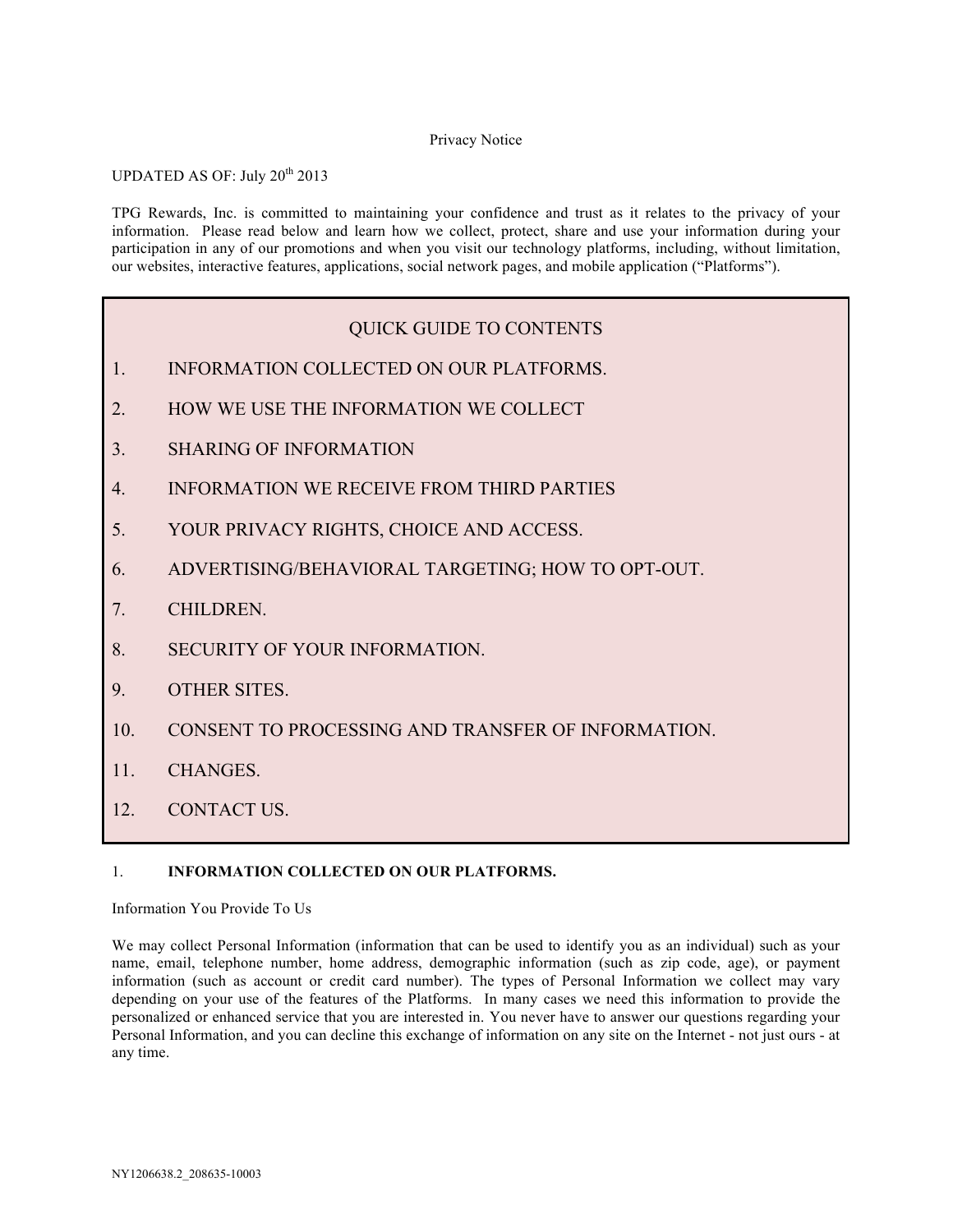# Privacy Notice

UPDATED AS OF: July 20th 2013

TPG Rewards, Inc. is committed to maintaining your confidence and trust as it relates to the privacy of your information. Please read below and learn how we collect, protect, share and use your information during your participation in any of our promotions and when you visit our technology platforms, including, without limitation, our websites, interactive features, applications, social network pages, and mobile application ("Platforms").

## QUICK GUIDE TO CONTENTS

1. INFORMATION COLLECTED ON OUR PLATFORMS.
2. HOW WE USE THE INFORMATION WE COLLECT
3. SHARING OF INFORMATION
4. INFORMATION WE RECEIVE FROM THIRD PARTIES
5. YOUR PRIVACY RIGHTS, CHOICE AND ACCESS.
6. ADVERTISING/BEHAVIORAL TARGETING; HOW TO OPT-OUT.
7. CHILDREN.
8. SECURITY OF YOUR INFORMATION.
9. OTHER SITES.
10. CONSENT TO PROCESSING AND TRANSFER OF INFORMATION.
11. CHANGES.
12. CONTACT US.

## 1. INFORMATION COLLECTED ON OUR PLATFORMS.

Information You Provide To Us

We may collect Personal Information (information that can be used to identify you as an individual) such as your name, email, telephone number, home address, demographic information (such as zip code, age), or payment information (such as account or credit card number). The types of Personal Information we collect may vary depending on your use of the features of the Platforms. In many cases we need this information to provide the personalized or enhanced service that you are interested in. You never have to answer our questions regarding your Personal Information, and you can decline this exchange of information on any site on the Internet - not just ours - at any time.

NY1206638.2_208635-10003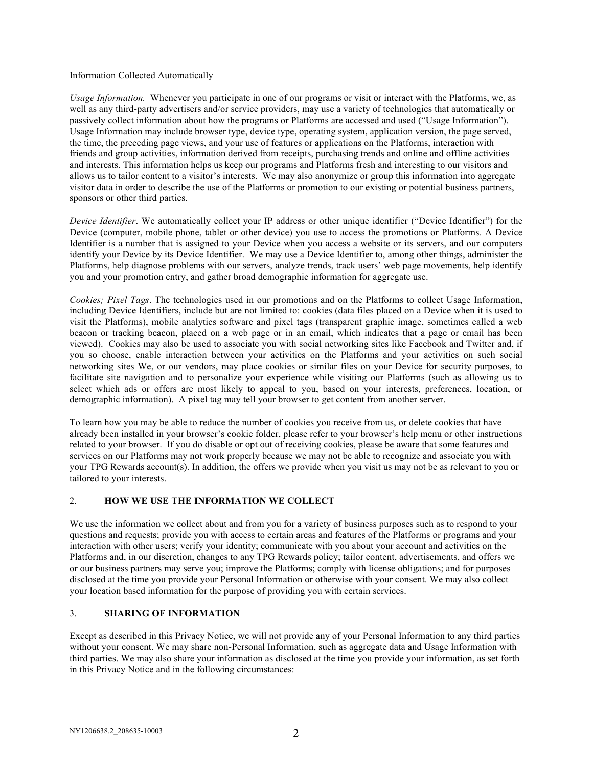Information Collected Automatically

*Usage Information.* Whenever you participate in one of our programs or visit or interact with the Platforms, we, as well as any third-party advertisers and/or service providers, may use a variety of technologies that automatically or passively collect information about how the programs or Platforms are accessed and used ("Usage Information"). Usage Information may include browser type, device type, operating system, application version, the page served, the time, the preceding page views, and your use of features or applications on the Platforms, interaction with friends and group activities, information derived from receipts, purchasing trends and online and offline activities and interests. This information helps us keep our programs and Platforms fresh and interesting to our visitors and allows us to tailor content to a visitor's interests. We may also anonymize or group this information into aggregate visitor data in order to describe the use of the Platforms or promotion to our existing or potential business partners, sponsors or other third parties.

*Device Identifier*. We automatically collect your IP address or other unique identifier ("Device Identifier") for the Device (computer, mobile phone, tablet or other device) you use to access the promotions or Platforms. A Device Identifier is a number that is assigned to your Device when you access a website or its servers, and our computers identify your Device by its Device Identifier. We may use a Device Identifier to, among other things, administer the Platforms, help diagnose problems with our servers, analyze trends, track users' web page movements, help identify you and your promotion entry, and gather broad demographic information for aggregate use.

*Cookies; Pixel Tags*. The technologies used in our promotions and on the Platforms to collect Usage Information, including Device Identifiers, include but are not limited to: cookies (data files placed on a Device when it is used to visit the Platforms), mobile analytics software and pixel tags (transparent graphic image, sometimes called a web beacon or tracking beacon, placed on a web page or in an email, which indicates that a page or email has been viewed). Cookies may also be used to associate you with social networking sites like Facebook and Twitter and, if you so choose, enable interaction between your activities on the Platforms and your activities on such social networking sites We, or our vendors, may place cookies or similar files on your Device for security purposes, to facilitate site navigation and to personalize your experience while visiting our Platforms (such as allowing us to select which ads or offers are most likely to appeal to you, based on your interests, preferences, location, or demographic information). A pixel tag may tell your browser to get content from another server.

To learn how you may be able to reduce the number of cookies you receive from us, or delete cookies that have already been installed in your browser's cookie folder, please refer to your browser's help menu or other instructions related to your browser. If you do disable or opt out of receiving cookies, please be aware that some features and services on our Platforms may not work properly because we may not be able to recognize and associate you with your TPG Rewards account(s). In addition, the offers we provide when you visit us may not be as relevant to you or tailored to your interests.

## 2. HOW WE USE THE INFORMATION WE COLLECT

We use the information we collect about and from you for a variety of business purposes such as to respond to your questions and requests; provide you with access to certain areas and features of the Platforms or programs and your interaction with other users; verify your identity; communicate with you about your account and activities on the Platforms and, in our discretion, changes to any TPG Rewards policy; tailor content, advertisements, and offers we or our business partners may serve you; improve the Platforms; comply with license obligations; and for purposes disclosed at the time you provide your Personal Information or otherwise with your consent. We may also collect your location based information for the purpose of providing you with certain services.

## 3. SHARING OF INFORMATION

Except as described in this Privacy Notice, we will not provide any of your Personal Information to any third parties without your consent. We may share non-Personal Information, such as aggregate data and Usage Information with third parties. We may also share your information as disclosed at the time you provide your information, as set forth in this Privacy Notice and in the following circumstances: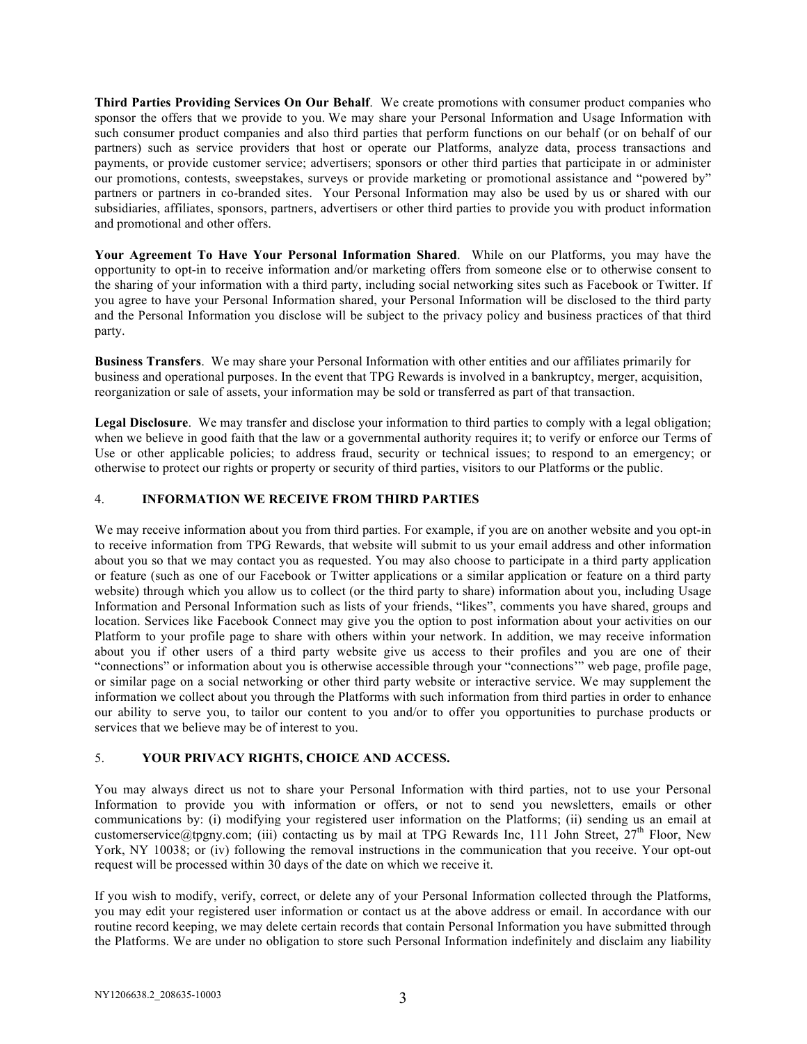**Third Parties Providing Services On Our Behalf**. We create promotions with consumer product companies who sponsor the offers that we provide to you. We may share your Personal Information and Usage Information with such consumer product companies and also third parties that perform functions on our behalf (or on behalf of our partners) such as service providers that host or operate our Platforms, analyze data, process transactions and payments, or provide customer service; advertisers; sponsors or other third parties that participate in or administer our promotions, contests, sweepstakes, surveys or provide marketing or promotional assistance and "powered by" partners or partners in co-branded sites. Your Personal Information may also be used by us or shared with our subsidiaries, affiliates, sponsors, partners, advertisers or other third parties to provide you with product information and promotional and other offers.

**Your Agreement To Have Your Personal Information Shared**. While on our Platforms, you may have the opportunity to opt-in to receive information and/or marketing offers from someone else or to otherwise consent to the sharing of your information with a third party, including social networking sites such as Facebook or Twitter. If you agree to have your Personal Information shared, your Personal Information will be disclosed to the third party and the Personal Information you disclose will be subject to the privacy policy and business practices of that third party.

**Business Transfers**. We may share your Personal Information with other entities and our affiliates primarily for business and operational purposes. In the event that TPG Rewards is involved in a bankruptcy, merger, acquisition, reorganization or sale of assets, your information may be sold or transferred as part of that transaction.

**Legal Disclosure**. We may transfer and disclose your information to third parties to comply with a legal obligation; when we believe in good faith that the law or a governmental authority requires it; to verify or enforce our Terms of Use or other applicable policies; to address fraud, security or technical issues; to respond to an emergency; or otherwise to protect our rights or property or security of third parties, visitors to our Platforms or the public.

## 4. INFORMATION WE RECEIVE FROM THIRD PARTIES

We may receive information about you from third parties. For example, if you are on another website and you opt-in to receive information from TPG Rewards, that website will submit to us your email address and other information about you so that we may contact you as requested. You may also choose to participate in a third party application or feature (such as one of our Facebook or Twitter applications or a similar application or feature on a third party website) through which you allow us to collect (or the third party to share) information about you, including Usage Information and Personal Information such as lists of your friends, "likes", comments you have shared, groups and location. Services like Facebook Connect may give you the option to post information about your activities on our Platform to your profile page to share with others within your network. In addition, we may receive information about you if other users of a third party website give us access to their profiles and you are one of their "connections" or information about you is otherwise accessible through your "connections'" web page, profile page, or similar page on a social networking or other third party website or interactive service. We may supplement the information we collect about you through the Platforms with such information from third parties in order to enhance our ability to serve you, to tailor our content to you and/or to offer you opportunities to purchase products or services that we believe may be of interest to you.

## 5. YOUR PRIVACY RIGHTS, CHOICE AND ACCESS.

You may always direct us not to share your Personal Information with third parties, not to use your Personal Information to provide you with information or offers, or not to send you newsletters, emails or other communications by: (i) modifying your registered user information on the Platforms; (ii) sending us an email at customerservice@tpgny.com; (iii) contacting us by mail at TPG Rewards Inc, 111 John Street, 27th Floor, New York, NY 10038; or (iv) following the removal instructions in the communication that you receive. Your opt-out request will be processed within 30 days of the date on which we receive it.

If you wish to modify, verify, correct, or delete any of your Personal Information collected through the Platforms, you may edit your registered user information or contact us at the above address or email. In accordance with our routine record keeping, we may delete certain records that contain Personal Information you have submitted through the Platforms. We are under no obligation to store such Personal Information indefinitely and disclaim any liability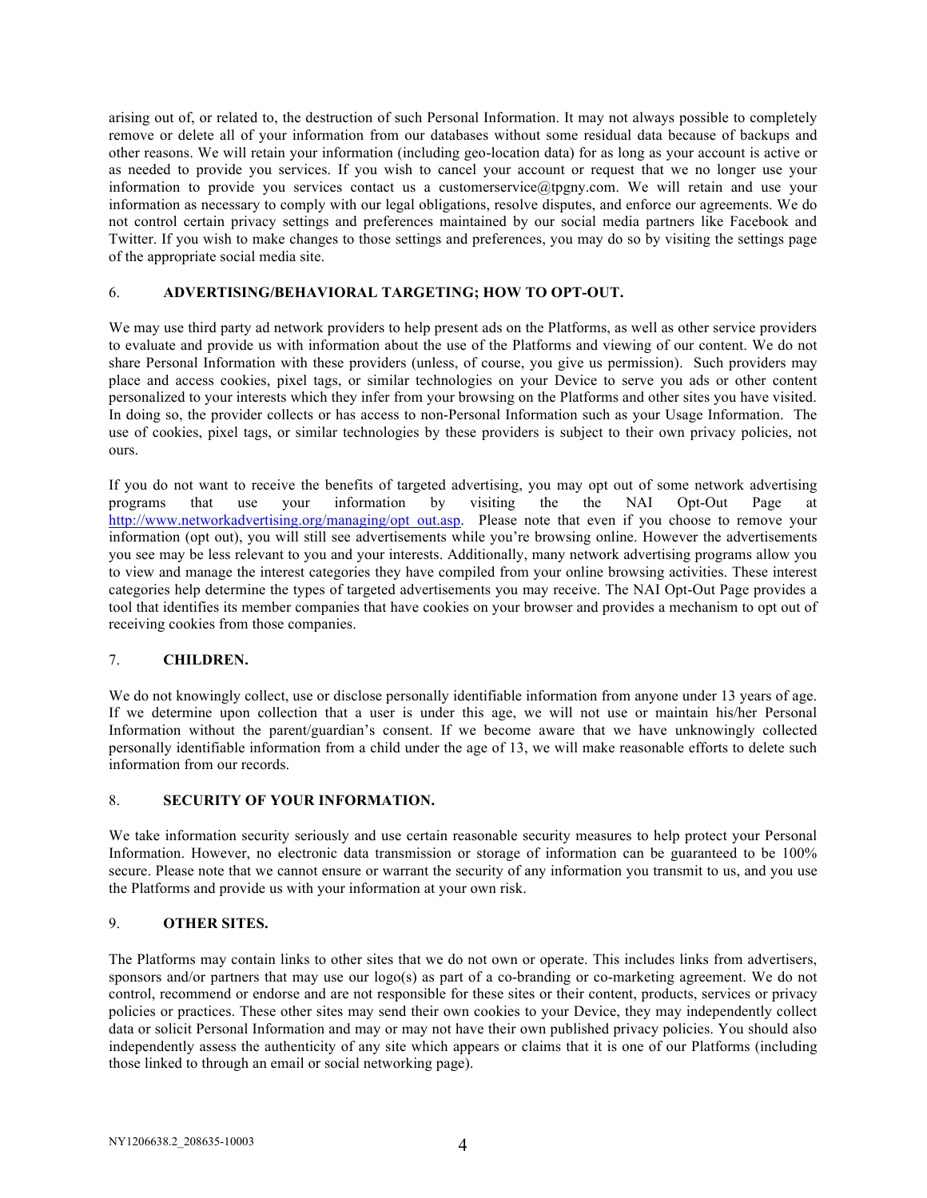arising out of, or related to, the destruction of such Personal Information. It may not always possible to completely remove or delete all of your information from our databases without some residual data because of backups and other reasons. We will retain your information (including geo-location data) for as long as your account is active or as needed to provide you services. If you wish to cancel your account or request that we no longer use your information to provide you services contact us a customerservice@tpgny.com. We will retain and use your information as necessary to comply with our legal obligations, resolve disputes, and enforce our agreements. We do not control certain privacy settings and preferences maintained by our social media partners like Facebook and Twitter. If you wish to make changes to those settings and preferences, you may do so by visiting the settings page of the appropriate social media site.

6. **ADVERTISING/BEHAVIORAL TARGETING; HOW TO OPT-OUT.**

We may use third party ad network providers to help present ads on the Platforms, as well as other service providers to evaluate and provide us with information about the use of the Platforms and viewing of our content. We do not share Personal Information with these providers (unless, of course, you give us permission). Such providers may place and access cookies, pixel tags, or similar technologies on your Device to serve you ads or other content personalized to your interests which they infer from your browsing on the Platforms and other sites you have visited. In doing so, the provider collects or has access to non-Personal Information such as your Usage Information. The use of cookies, pixel tags, or similar technologies by these providers is subject to their own privacy policies, not ours.

If you do not want to receive the benefits of targeted advertising, you may opt out of some network advertising programs that use your information by visiting the the NAI Opt-Out Page at http://www.networkadvertising.org/managing/opt_out.asp. Please note that even if you choose to remove your information (opt out), you will still see advertisements while you're browsing online. However the advertisements you see may be less relevant to you and your interests. Additionally, many network advertising programs allow you to view and manage the interest categories they have compiled from your online browsing activities. These interest categories help determine the types of targeted advertisements you may receive. The NAI Opt-Out Page provides a tool that identifies its member companies that have cookies on your browser and provides a mechanism to opt out of receiving cookies from those companies.

7. **CHILDREN.**

We do not knowingly collect, use or disclose personally identifiable information from anyone under 13 years of age. If we determine upon collection that a user is under this age, we will not use or maintain his/her Personal Information without the parent/guardian's consent. If we become aware that we have unknowingly collected personally identifiable information from a child under the age of 13, we will make reasonable efforts to delete such information from our records.

8. **SECURITY OF YOUR INFORMATION.**

We take information security seriously and use certain reasonable security measures to help protect your Personal Information. However, no electronic data transmission or storage of information can be guaranteed to be 100% secure. Please note that we cannot ensure or warrant the security of any information you transmit to us, and you use the Platforms and provide us with your information at your own risk.

9. **OTHER SITES.**

The Platforms may contain links to other sites that we do not own or operate. This includes links from advertisers, sponsors and/or partners that may use our logo(s) as part of a co-branding or co-marketing agreement. We do not control, recommend or endorse and are not responsible for these sites or their content, products, services or privacy policies or practices. These other sites may send their own cookies to your Device, they may independently collect data or solicit Personal Information and may or may not have their own published privacy policies. You should also independently assess the authenticity of any site which appears or claims that it is one of our Platforms (including those linked to through an email or social networking page).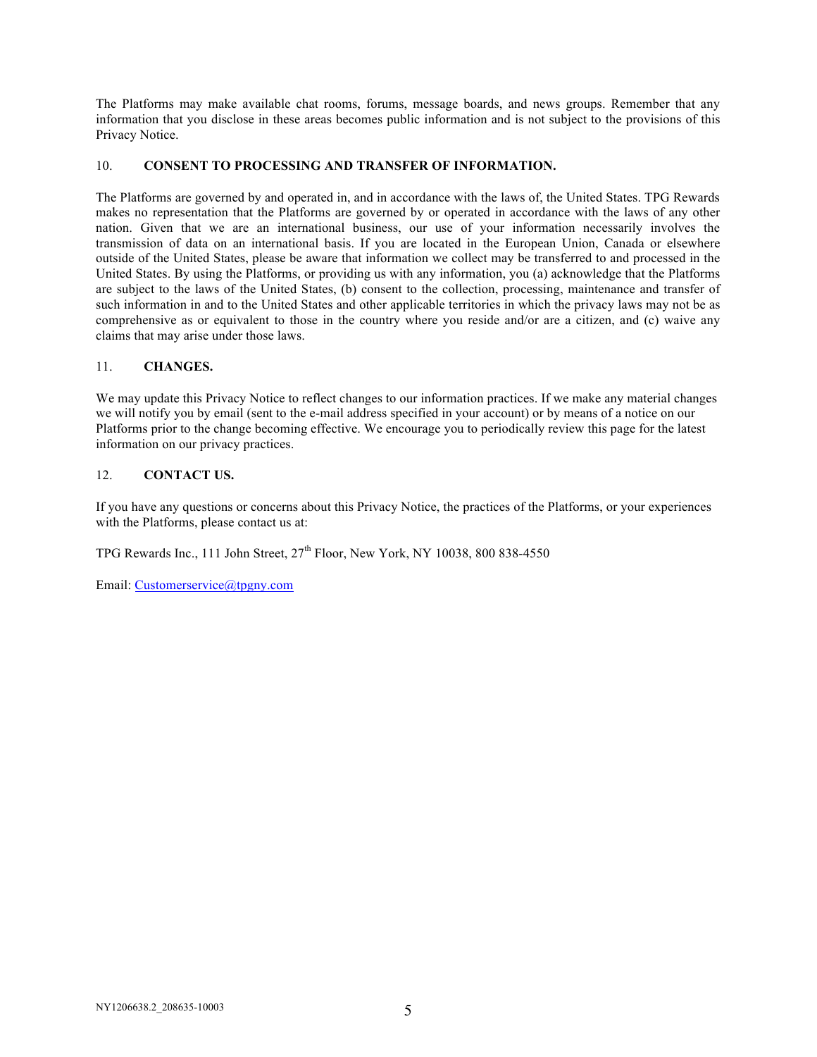The Platforms may make available chat rooms, forums, message boards, and news groups. Remember that any information that you disclose in these areas becomes public information and is not subject to the provisions of this Privacy Notice.

## 10. CONSENT TO PROCESSING AND TRANSFER OF INFORMATION.

The Platforms are governed by and operated in, and in accordance with the laws of, the United States. TPG Rewards makes no representation that the Platforms are governed by or operated in accordance with the laws of any other nation. Given that we are an international business, our use of your information necessarily involves the transmission of data on an international basis. If you are located in the European Union, Canada or elsewhere outside of the United States, please be aware that information we collect may be transferred to and processed in the United States. By using the Platforms, or providing us with any information, you (a) acknowledge that the Platforms are subject to the laws of the United States, (b) consent to the collection, processing, maintenance and transfer of such information in and to the United States and other applicable territories in which the privacy laws may not be as comprehensive as or equivalent to those in the country where you reside and/or are a citizen, and (c) waive any claims that may arise under those laws.

## 11. CHANGES.

We may update this Privacy Notice to reflect changes to our information practices. If we make any material changes we will notify you by email (sent to the e-mail address specified in your account) or by means of a notice on our Platforms prior to the change becoming effective. We encourage you to periodically review this page for the latest information on our privacy practices.

## 12. CONTACT US.

If you have any questions or concerns about this Privacy Notice, the practices of the Platforms, or your experiences with the Platforms, please contact us at:

TPG Rewards Inc., 111 John Street, 27th Floor, New York, NY 10038, 800 838-4550

Email: Customerservice@tpgny.com

NY1206638.2_208635-10003